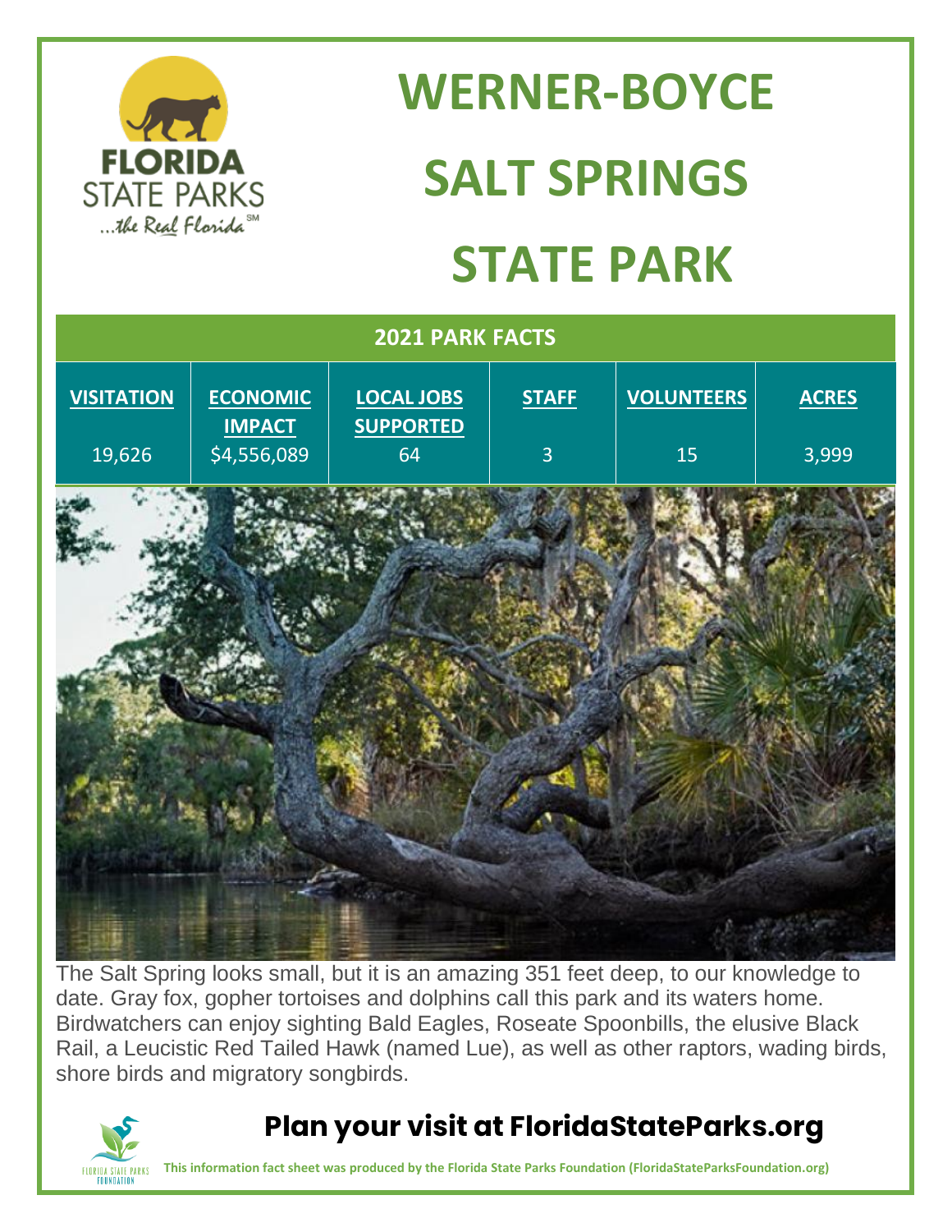# WERNER-BOYCE SALT SPRINGS STATE PARK

| 2021 PARK FACTS | | | | | |
|---|---|---|---|---|---|
| **VISITATION** | **ECONOMIC IMPACT** | **LOCAL JOBS SUPPORTED** | **STAFF** | **VOLUNTEERS** | **ACRES** |
| 19,626 | $4,556,089 | 64 | 3 | 15 | 3,999 |

The Salt Spring looks small, but it is an amazing 351 feet deep, to our knowledge to date. Gray fox, gopher tortoises and dolphins call this park and its waters home. Birdwatchers can enjoy sighting Bald Eagles, Roseate Spoonbills, the elusive Black Rail, a Leucistic Red Tailed Hawk (named Lue), as well as other raptors, wading birds, shore birds and migratory songbirds.

## Plan your visit at FloridaStateParks.org

**This information fact sheet was produced by the Florida State Parks Foundation (FloridaStateParksFoundation.org)**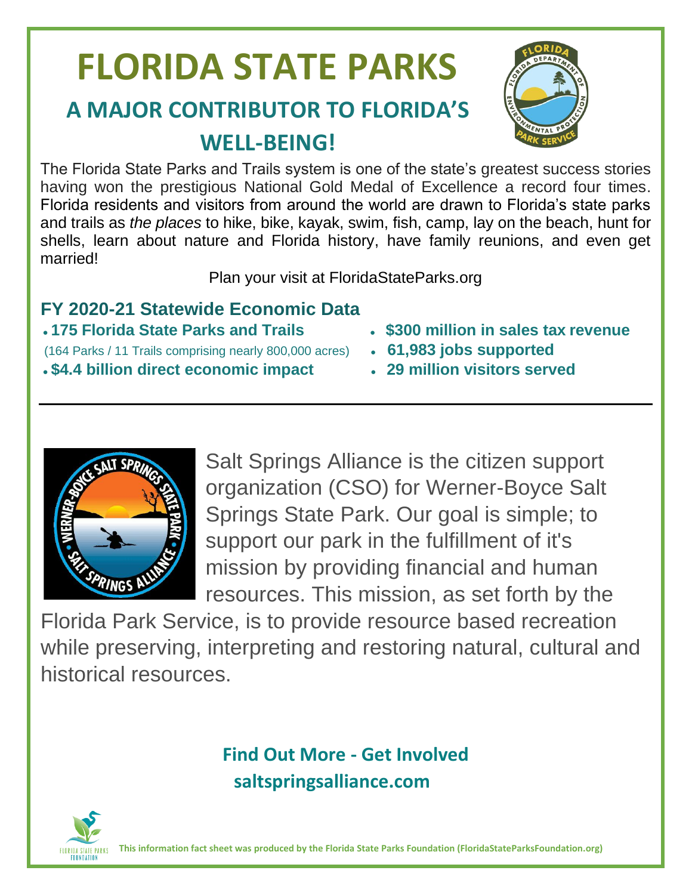# FLORIDA STATE PARKS

## A MAJOR CONTRIBUTOR TO FLORIDA'S WELL-BEING!

The Florida State Parks and Trails system is one of the state's greatest success stories having won the prestigious National Gold Medal of Excellence a record four times. Florida residents and visitors from around the world are drawn to Florida's state parks and trails as *the places* to hike, bike, kayak, swim, fish, camp, lay on the beach, hunt for shells, learn about nature and Florida history, have family reunions, and even get married!

Plan your visit at FloridaStateParks.org

### FY 2020-21 Statewide Economic Data

- **175 Florida State Parks and Trails**
  (164 Parks / 11 Trails comprising nearly 800,000 acres)
- **$4.4 billion direct economic impact**
- **$300 million in sales tax revenue**
- **61,983 jobs supported**
- **29 million visitors served**

---

Salt Springs Alliance is the citizen support organization (CSO) for Werner-Boyce Salt Springs State Park. Our goal is simple; to support our park in the fulfillment of it's mission by providing financial and human resources. This mission, as set forth by the Florida Park Service, is to provide resource based recreation while preserving, interpreting and restoring natural, cultural and historical resources.

**Find Out More - Get Involved**
**saltspringsalliance.com**

**This information fact sheet was produced by the Florida State Parks Foundation (FloridaStateParksFoundation.org)**